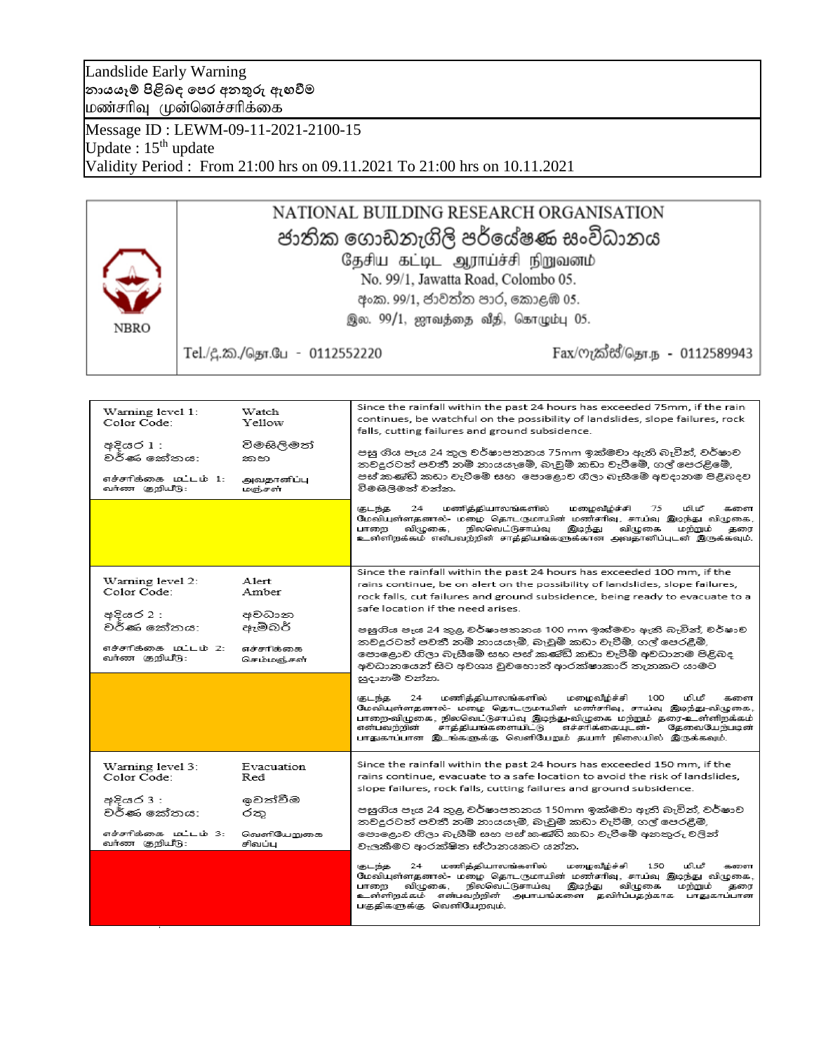Landslide Early Warning
නායයෑම් පිළිබඳ පෙර අනතුරු ඇඟවීම
மண்சரிவு முன்னெச்சரிக்கை

Message ID : LEWM-09-11-2021-2100-15
Update : 15th update
Validity Period : From 21:00 hrs on 09.11.2021 To 21:00 hrs on 10.11.2021

NBRO

# NATIONAL BUILDING RESEARCH ORGANISATION
# ජාතික ගොඩනැගිලි පර්යේෂණ සංවිධානය
# தேசிய கட்டிட ஆராய்ச்சி நிறுவனம்

No. 99/1, Jawatta Road, Colombo 05.
අංක. 99/1, ජාවත්ත පාර, කොළඹ 05.
இல. 99/1, ஜாவத்தை வீதி, கொழும்பு 05.

Tel./දු.ක./தொ.பே - 0112552220 Fax/ෆැක්ස්/தொ.நு - 0112589943

| Warning level | Description |
| --- | --- |
| Warning level 1: Watch<br>Color Code: Yellow<br>අදියර 1 : විමසිලිමත්<br>වර්ණ කේතය: කහ<br>எச்சரிக்கை மட்டம் 1: அவதானிப்பு<br>வர்ண குறியீடு: மஞ்சள் | Since the rainfall within the past 24 hours has exceeded 75mm, if the rain continues, be watchful on the possibility of landslides, slope failures, rock falls, cutting failures and ground subsidence.<br><br>පසු ගිය පැය 24 තුල වර්ෂාපතනය 75mm ඉක්මවා ඇති බැවින්, වර්ෂාව තවදුරටත් පවතී නම් නායයෑමේ, බෑවුම් කඩා වැටීමේ, ගල් පෙරළීමේ, පස් කණ්ඩි කඩා වැටීමේ සහ පොළොව ගිලා බැසීමේ අවදානම පිළිබඳව විමසිලිමත් වන්න.<br><br>கடந்த 24 மணித்தியாலங்களில் மழைவீழ்ச்சி 75 மி.மீ களை மேவியுள்ளதனால்- மழை தொடருமாயின் மண்சரிவு, சாய்வு இடிந்து விழுகை, பாறை விழுகை, நிலவெட்டுசாய்வு இடிந்து விழுகை மற்றும் தரை உள்ளிறக்கம் என்பவற்றின் சாத்தியங்களுக்கான அவதானிப்புடன் இருக்கவும். |
| Warning level 2: Alert<br>Color Code: Amber<br>අදියර 2 : අවධාන<br>වර්ණ කේතය: ඇම්බර්<br>எச்சரிக்கை மட்டம் 2: எச்சரிக்கை<br>வர்ண குறியீடு: செம்மஞ்சள் | Since the rainfall within the past 24 hours has exceeded 100 mm, if the rains continue, be on alert on the possibility of landslides, slope failures, rock falls, cut failures and ground subsidence, being ready to evacuate to a safe location if the need arises.<br><br>පසුගිය පැය 24 තුළ වර්ෂාපතනය 100 mm ඉක්මවා ඇති බැවින්, වර්ෂාව තවදුරටත් පවතී නම් නායයෑම්, බෑවුම් කඩා වැටීම්, ගල් පෙරළීම්, පොළොව ගිලා බැසීමේ සහ පස් කණ්ඩි කඩා වැටීම් අවධානම පිළිබඳ අවධානයෙන් සිට අවශ්‍ය වුවහොත් ආරක්ෂාකාරී තැනකට යාමට සූදානම් වන්න.<br><br>கடந்த 24 மணித்தியாலங்களில் மழைவீழ்ச்சி 100 மி.மீ களை மேவியுள்ளதனால்- மழை தொடருமாயின் மண்சரிவு, சாய்வு இடிந்து-விழுகை, பாறை-விழுகை, நிலவெட்டுசாய்வு இடிந்து-விழுகை மற்றும் தரை-உள்ளிறக்கம் என்பவற்றின் சாத்தியங்களையிட்டு எச்சரிக்கையுடன்- தேவையேற்படின் பாதுகாப்பான இடங்களுக்கு வெளியேறும் தயார் நிலையில் இருக்கவும். |
| Warning level 3: Evacuation<br>Color Code: Red<br>අදියර 3 : ඉවත්වීම<br>වර්ණ කේතය: රතු<br>எச்சரிக்கை மட்டம் 3: வெளியேறுகை<br>வர்ண குறியீடு: சிவப்பு | Since the rainfall within the past 24 hours has exceeded 150 mm, if the rains continue, evacuate to a safe location to avoid the risk of landslides, slope failures, rock falls, cutting failures and ground subsidence.<br><br>පසුගිය පැය 24 තුළ වර්ෂාපතනය 150mm ඉක්මවා ඇති බැවින්, වර්ෂාව තවදුරටත් පවතී නම් නායයෑම්, බෑවුම් කඩා වැටීම, ගල් පෙරළීම්, පොළොව ගිලා බැසීම් සහ පස් කණ්ඩි කඩා වැටීමේ අනතුරු වලින් වැලකීමට ආරක්ෂිත ස්ථානයකට යන්න.<br><br>கடந்த 24 மணித்தியாலங்களில் மழைவீழ்ச்சி 150 மி.மீ களை மேவியுள்ளதனால்- மழை தொடருமாயின் மண்சரிவு, சாய்வு இடிந்து விழுகை, பாறை விழுகை, நிலவெட்டுசாய்வு இடிந்து விழுகை மற்றும் தரை உள்ளிறக்கம் என்பவற்றின் அபாயங்களை தவிர்ப்பதற்காக பாதுகாப்பான பகுதிகளுக்கு வெளியேறவும். |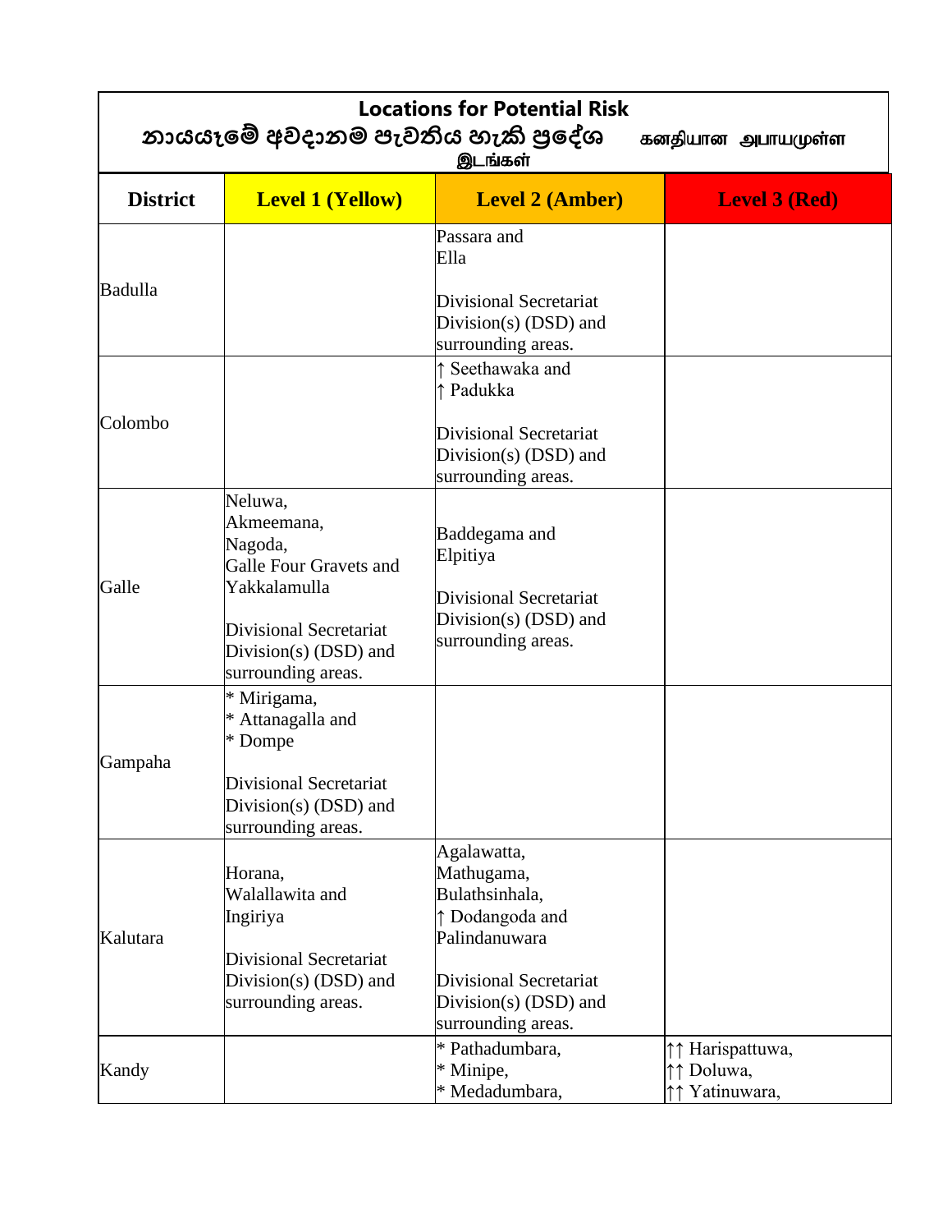**Locations for Potential Risk**

**නායයෑමේ අවදානම පැවතිය හැකි ප්‍රදේශ** **கனதியான அபாயமுள்ள இடங்கள்**

| District | Level 1 (Yellow) | Level 2 (Amber) | Level 3 (Red) |
|---|---|---|---|
| Badulla | | Passara and Ella<br><br>Divisional Secretariat Division(s) (DSD) and surrounding areas. | |
| Colombo | | ↑ Seethawaka and<br>↑ Padukka<br><br>Divisional Secretariat Division(s) (DSD) and surrounding areas. | |
| Galle | Neluwa,<br>Akmeemana,<br>Nagoda,<br>Galle Four Gravets and<br>Yakkalamulla<br><br>Divisional Secretariat Division(s) (DSD) and surrounding areas. | Baddegama and Elpitiya<br><br>Divisional Secretariat Division(s) (DSD) and surrounding areas. | |
| Gampaha | * Mirigama,<br>* Attanagalla and<br>* Dompe<br><br>Divisional Secretariat Division(s) (DSD) and surrounding areas. | | |
| Kalutara | Horana,<br>Walallawita and<br>Ingiriya<br><br>Divisional Secretariat Division(s) (DSD) and surrounding areas. | Agalawatta,<br>Mathugama,<br>Bulathsinhala,<br>↑ Dodangoda and<br>Palindanuwara<br><br>Divisional Secretariat Division(s) (DSD) and surrounding areas. | |
| Kandy | | * Pathadumbara,<br>* Minipe,<br>* Medadumbara, | ↑↑ Harispattuwa,<br>↑↑ Doluwa,<br>↑↑ Yatinuwara, |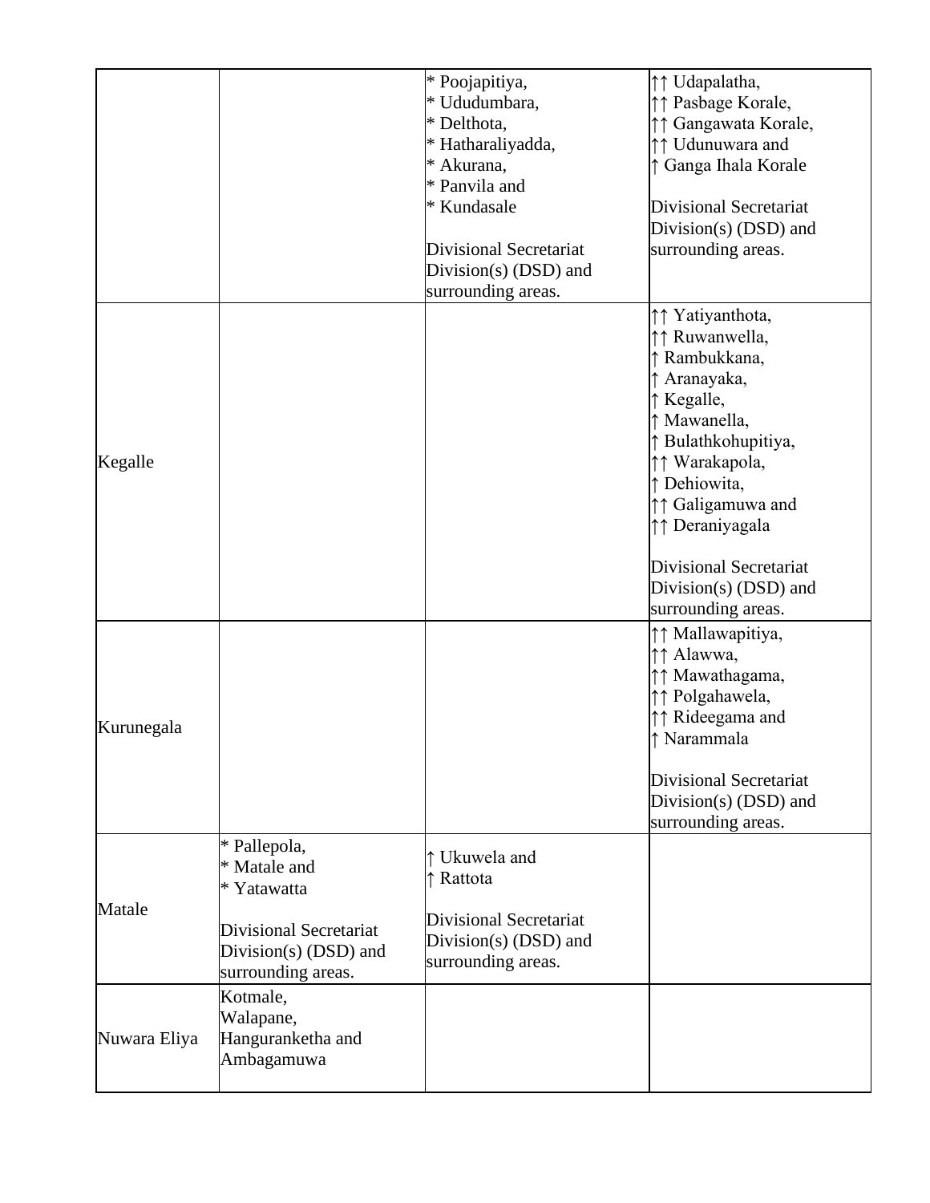| | | | |
|---|---|---|---|
| | | * Poojapitiya,<br>* Ududumbara,<br>* Delthota,<br>* Hatharaliyadda,<br>* Akurana,<br>* Panvila and<br>* Kundasale<br><br>Divisional Secretariat Division(s) (DSD) and surrounding areas. | ↑↑ Udapalatha,<br>↑↑ Pasbage Korale,<br>↑↑ Gangawata Korale,<br>↑↑ Udunuwara and<br>↑ Ganga Ihala Korale<br><br>Divisional Secretariat Division(s) (DSD) and surrounding areas. |
| Kegalle | | | ↑↑ Yatiyanthota,<br>↑↑ Ruwanwella,<br>↑ Rambukkana,<br>↑ Aranayaka,<br>↑ Kegalle,<br>↑ Mawanella,<br>↑ Bulathkohupitiya,<br>↑↑ Warakapola,<br>↑ Dehiowita,<br>↑↑ Galigamuwa and<br>↑↑ Deraniyagala<br><br>Divisional Secretariat Division(s) (DSD) and surrounding areas. |
| Kurunegala | | | ↑↑ Mallawapitiya,<br>↑↑ Alawwa,<br>↑↑ Mawathagama,<br>↑↑ Polgahawela,<br>↑↑ Rideegama and<br>↑ Narammala<br><br>Divisional Secretariat Division(s) (DSD) and surrounding areas. |
| Matale | * Pallepola,<br>* Matale and<br>* Yatawatta<br><br>Divisional Secretariat Division(s) (DSD) and surrounding areas. | ↑ Ukuwela and<br>↑ Rattota<br><br>Divisional Secretariat Division(s) (DSD) and surrounding areas. | |
| Nuwara Eliya | Kotmale,<br>Walapane,<br>Hanguranketha and<br>Ambagamuwa | | |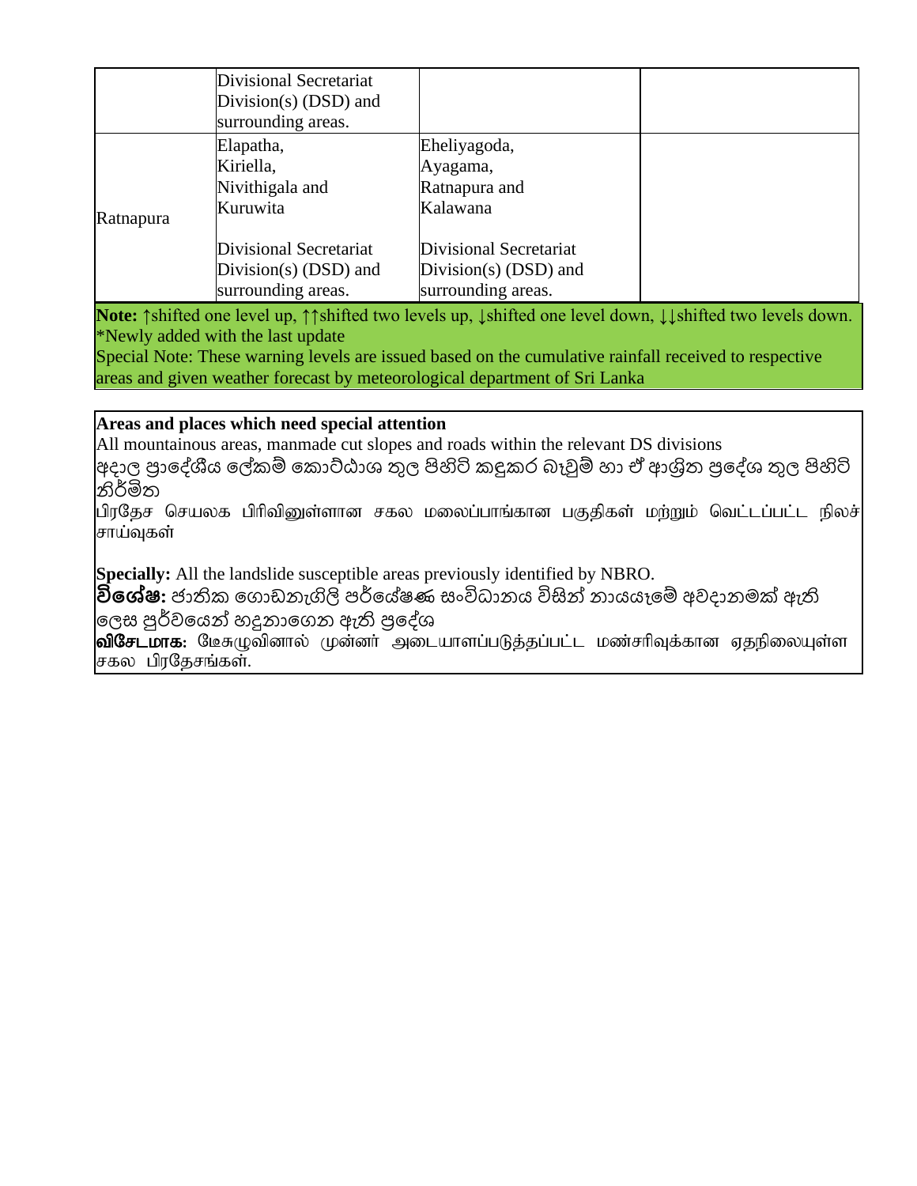| | | | |
|---|---|---|---|
| | Divisional Secretariat Division(s) (DSD) and surrounding areas. | | |
| Ratnapura | Elapatha, Kiriella, Nivithigala and Kuruwita<br><br>Divisional Secretariat Division(s) (DSD) and surrounding areas. | Eheliyagoda, Ayagama, Ratnapura and Kalawana<br><br>Divisional Secretariat Division(s) (DSD) and surrounding areas. | |

**Note:** ↑shifted one level up, ↑↑shifted two levels up, ↓shifted one level down, ↓↓shifted two levels down.
*Newly added with the last update
Special Note: These warning levels are issued based on the cumulative rainfall received to respective areas and given weather forecast by meteorological department of Sri Lanka

**Areas and places which need special attention**

All mountainous areas, manmade cut slopes and roads within the relevant DS divisions

අදාල ප්‍රාදේශීය ලේකම් කොට්ඨාශ තුල පිහිටි කඳුකර බෑවුම් හා ඒ ආශ්‍රිත ප්‍රදේශ තුල පිහිටි නිර්මිත

பிரதேச செயலக பிரிவினுள்ளான சகல மலைப்பாங்கான பகுதிகள் மற்றும் வெட்டப்பட்ட நிலச் சாய்வுகள்

**Specially:** All the landslide susceptible areas previously identified by NBRO.

**විශේෂ:** ජාතික ගොඩනැගිලි පර්යේෂණ සංවිධානය විසින් නායයෑමේ අවදානමක් ඇති ලෙස පූර්වයෙන් හඳුනාගෙන ඇති ප්‍රදේශ

**விசேடமாக:** டேசுழுவினால் முன்னர் அடையாளப்படுத்தப்பட்ட மண்சரிவுக்கான ஏதநிலையுள்ள சகல பிரதேசங்கள்.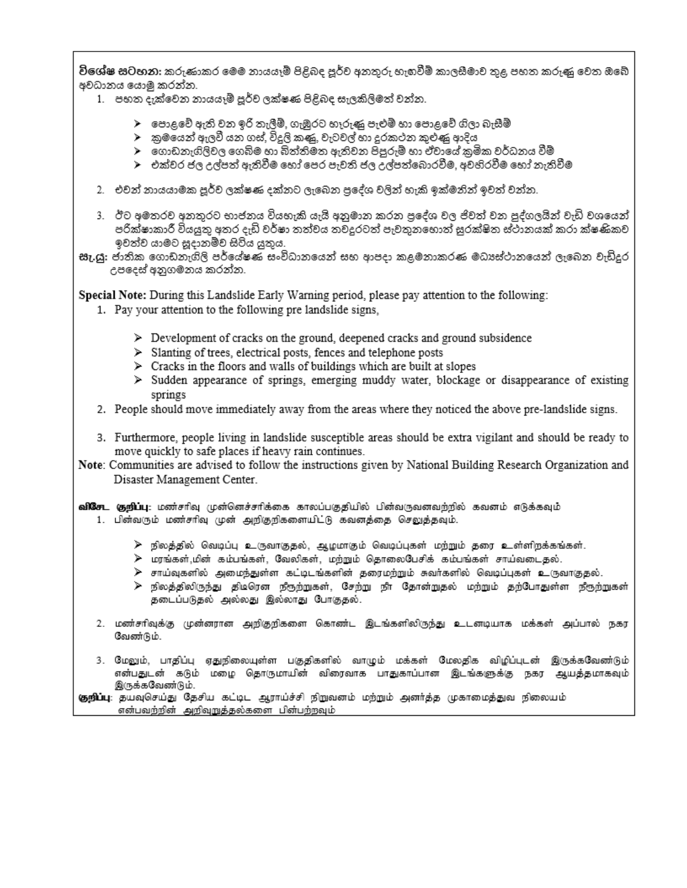**විශේෂ සටහන:** කරුණාකර මෙම නායයෑම් පිළිබඳ පූර්ව අනතුරු හැඟවීම් කාලසීමාව තුළ පහත කරුණු වෙත ඔබේ අවධානය යොමු කරන්න.

1. පහත දැක්වෙන නායයෑම් පූර්ව ලක්ෂණ පිළිබඳ සැලකිලිමත් වන්න.

   - පොළවේ ඇති වන ඉරි තැලීම්, ගැඹුරට හැරුණු පැළුම් හා පොළවේ ගිලා බැසීම්
   - ක්‍රමයෙන් ඇලවී යන ගස්, විදුලි කණු, වැටවල් හා දුරකථන කුළුණු ආදිය
   - ගොඩනැගිලිවල ගෙබිම හා බිත්තිමත ඇතිවන පිපුරුම් හා ඒවායේ ක්‍රමික වර්ධනය වීම
   - එක්වර ජල උල්පත් ඇතිවීම හෝ පෙර පැවති ජල උල්පත්බොරවීම, අවහිරවීම හෝ නැතිවීම

2. එවන් නායයාමක පූර්ව ලක්ෂණ දක්නට ලැබෙන ප්‍රදේශ වලින් හැකි ඉක්මනින් ඉවත් වන්න.

3. ඊට අමතරව අනතුරට භාජනය වියහැකි යැයි අනුමාන කරන ප්‍රදේශ වල ජීවත් වන පුද්ගලයින් වැඩි වශයෙන් පරීක්ෂාකාරී වියයුතු අතර දැඩි වර්ෂා තත්වය තවදුරටත් පැවතුනහොත් සුරක්ෂිත ස්ථානයක් කරා ක්ෂණිකව ඉවත්ව යාමට සූදානම්ව සිටිය යුතුය.

**සැ.යු:** ජාතික ගොඩනැගිලි පර්යේෂණ සංවිධානයෙන් සහ ආපදා කළමනාකරණ මධ්‍යස්ථානයෙන් ලැබෙන වැඩිදුර උපදෙස් අනුගමනය කරන්න.

**Special Note:** During this Landslide Early Warning period, please pay attention to the following:

1. Pay your attention to the following pre landslide signs,

   - Development of cracks on the ground, deepened cracks and ground subsidence
   - Slanting of trees, electrical posts, fences and telephone posts
   - Cracks in the floors and walls of buildings which are built at slopes
   - Sudden appearance of springs, emerging muddy water, blockage or disappearance of existing springs

2. People should move immediately away from the areas where they noticed the above pre-landslide signs.

3. Furthermore, people living in landslide susceptible areas should be extra vigilant and should be ready to move quickly to safe places if heavy rain continues.

**Note**: Communities are advised to follow the instructions given by National Building Research Organization and Disaster Management Center.

**விசேட குறிப்பு:** மண்சரிவு முன்னெச்சரிக்கை காலப்பகுதியில் பின்வருவனவற்றில் கவனம் எடுக்கவும்

1. பின்வரும் மண்சரிவு முன் அறிகுறிகளையிட்டு கவனத்தை செலுத்தவும்.

   - நிலத்தில் வெடிப்பு உருவாகுதல், ஆழமாகும் வெடிப்புகள் மற்றும் தரை உள்ளிறக்கங்கள்.
   - மரங்கள்,மின் கம்பங்கள், வேலிகள், மற்றும் தொலைபேசிக் கம்பங்கள் சாய்வடைதல்.
   - சாய்வுகளில் அமைந்துள்ள கட்டிடங்களின் தரைமற்றும் சுவர்களில் வெடிப்புகள் உருவாகுதல்.
   - நிலத்திலிருந்து திடீரென நீரூற்றுகள், சேற்று நீர் தோன்றுதல் மற்றும் தற்போதுள்ள நீரூற்றுகள் தடைப்படுதல் அல்லது இல்லாது போகுதல்.

2. மண்சரிவுக்கு முன்னரான அறிகுறிகளை கொண்ட இடங்களிலிருந்து உடனடியாக மக்கள் அப்பால் நகர வேண்டும்.

3. மேலும், பாதிப்பு ஏதுநிலையுள்ள பகுதிகளில் வாழும் மக்கள் மேலதிக விழிப்புடன் இருக்கவேண்டும் என்பதுடன் கடும் மழை தொடருமாயின் விரைவாக பாதுகாப்பான இடங்களுக்கு நகர ஆயத்தமாகவும் இருக்கவேண்டும்.

**குறிப்பு:** தயவுசெய்து தேசிய கட்டிட ஆராய்ச்சி நிறுவனம் மற்றும் அனர்த்த முகாமைத்துவ நிலையம் என்பவற்றின் அறிவுறுத்தல்களை பின்பற்றவும்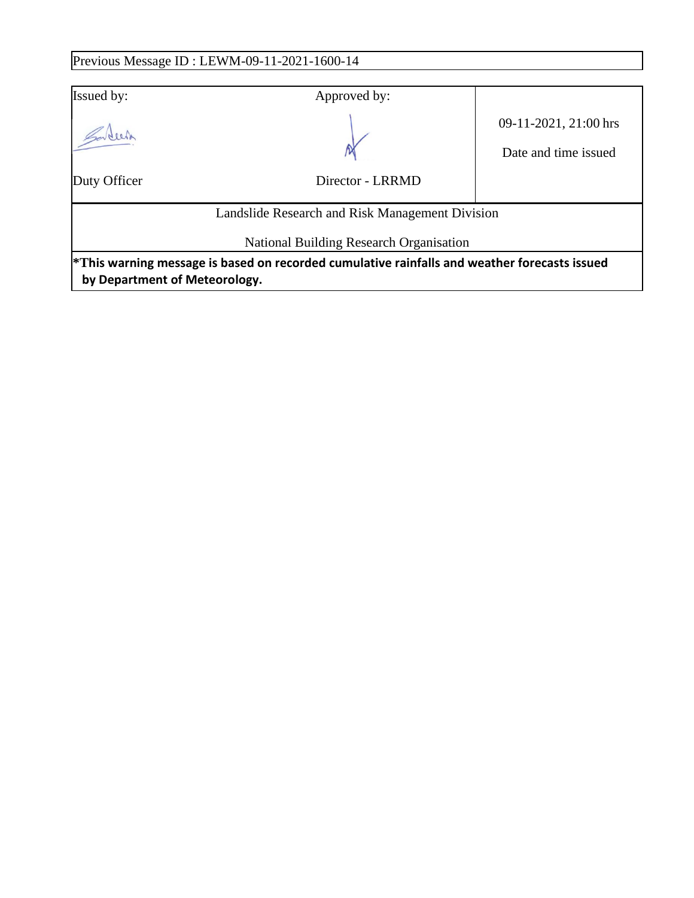Previous Message ID : LEWM-09-11-2021-1600-14

| Issued by: | Approved by: | |
|---|---|---|
| | | 09-11-2021, 21:00 hrs |
| | | Date and time issued |
| Duty Officer | Director - LRRMD | |

Landslide Research and Risk Management Division

National Building Research Organisation

***This warning message is based on recorded cumulative rainfalls and weather forecasts issued by Department of Meteorology.**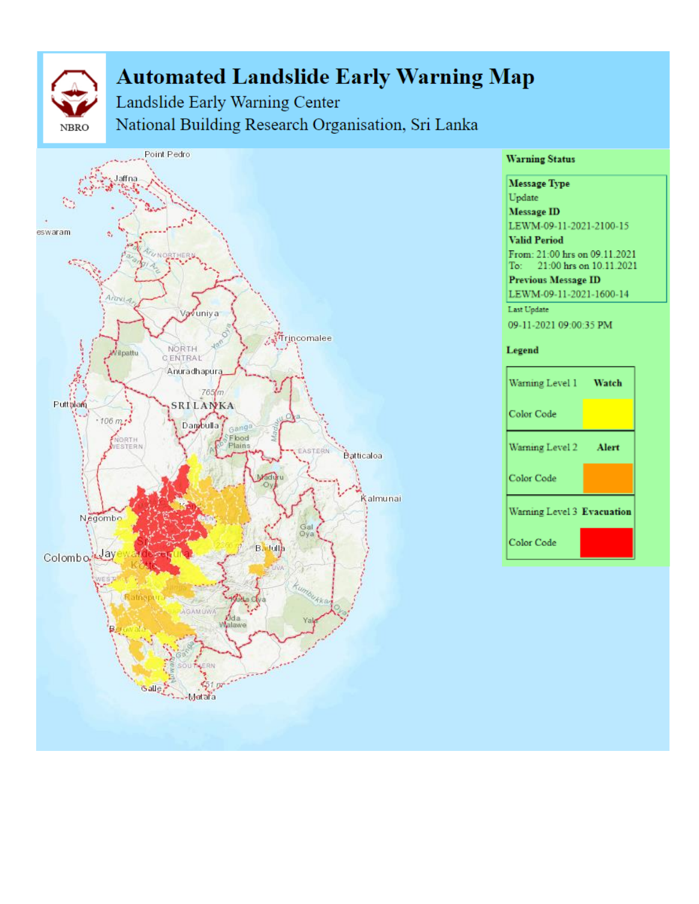# Automated Landslide Early Warning Map

Landslide Early Warning Center

National Building Research Organisation, Sri Lanka

NBRO

Point Pedro
Jaffna
eswaram
NORTHERN
Vavuniya
Trincomalee
Wilpattu
NORTH CENTRAL
Anuradhapura
765 m
Puttalam
SRI LANKA
106 m
Dambulla
NORTH WESTERN
Flood Plains
EASTERN
Batticaloa
Maduru Oya
Kalmunai
Negombo
Gal Oya
Colombo
Badulla
UVA
WESTERN
Ratnapura
SABARAGAMUWA
Uda Walawe
Yala
Beruwala
SOUTHERN
Galle
Matara

## Warning Status

**Message Type**
Update

**Message ID**
LEWM-09-11-2021-2100-15

**Valid Period**
From: 21:00 hrs on 09.11.2021
To: 21:00 hrs on 10.11.2021

**Previous Message ID**
LEWM-09-11-2021-1600-14

Last Update
09-11-2021 09:00:35 PM

## Legend

| | | |
|---|---|---|
| Warning Level 1 | **Watch** | |
| Color Code | | Yellow |
| Warning Level 2 | **Alert** | |
| Color Code | | Orange |
| Warning Level 3 | **Evacuation** | |
| Color Code | | Red |